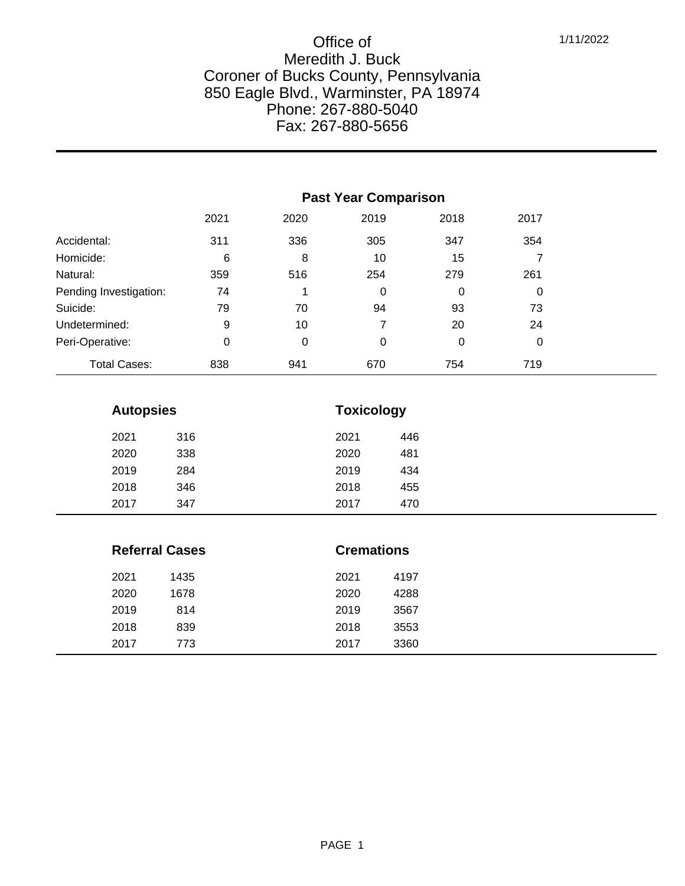1/11/2022

# Office of
# Meredith J. Buck
# Coroner of Bucks County, Pennsylvania

850 Eagle Blvd., Warminster, PA 18974
Phone: 267-880-5040
Fax: 267-880-5656

## Past Year Comparison

| | 2021 | 2020 | 2019 | 2018 | 2017 |
|---|---|---|---|---|---|
| Accidental: | 311 | 336 | 305 | 347 | 354 |
| Homicide: | 6 | 8 | 10 | 15 | 7 |
| Natural: | 359 | 516 | 254 | 279 | 261 |
| Pending Investigation: | 74 | 1 | 0 | 0 | 0 |
| Suicide: | 79 | 70 | 94 | 93 | 73 |
| Undetermined: | 9 | 10 | 7 | 20 | 24 |
| Peri-Operative: | 0 | 0 | 0 | 0 | 0 |
| Total Cases: | 838 | 941 | 670 | 754 | 719 |

## Autopsies

| Year | Count |
|---|---|
| 2021 | 316 |
| 2020 | 338 |
| 2019 | 284 |
| 2018 | 346 |
| 2017 | 347 |

## Toxicology

| Year | Count |
|---|---|
| 2021 | 446 |
| 2020 | 481 |
| 2019 | 434 |
| 2018 | 455 |
| 2017 | 470 |

## Referral Cases

| Year | Count |
|---|---|
| 2021 | 1435 |
| 2020 | 1678 |
| 2019 | 814 |
| 2018 | 839 |
| 2017 | 773 |

## Cremations

| Year | Count |
|---|---|
| 2021 | 4197 |
| 2020 | 4288 |
| 2019 | 3567 |
| 2018 | 3553 |
| 2017 | 3360 |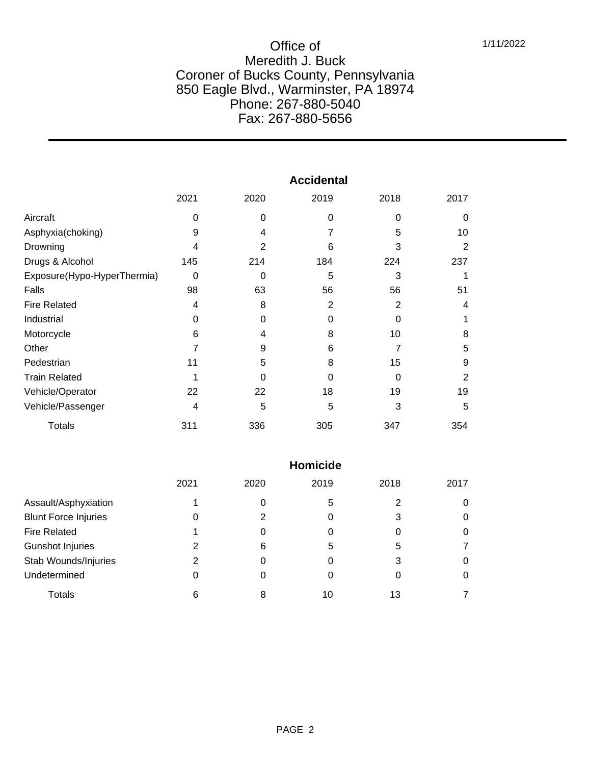Office of
Meredith J. Buck
Coroner of Bucks County, Pennsylvania
850 Eagle Blvd., Warminster, PA 18974
Phone: 267-880-5040
Fax: 267-880-5656

1/11/2022

## Accidental

| | 2021 | 2020 | 2019 | 2018 | 2017 |
|---|---|---|---|---|---|
| Aircraft | 0 | 0 | 0 | 0 | 0 |
| Asphyxia(choking) | 9 | 4 | 7 | 5 | 10 |
| Drowning | 4 | 2 | 6 | 3 | 2 |
| Drugs & Alcohol | 145 | 214 | 184 | 224 | 237 |
| Exposure(Hypo-HyperThermia) | 0 | 0 | 5 | 3 | 1 |
| Falls | 98 | 63 | 56 | 56 | 51 |
| Fire Related | 4 | 8 | 2 | 2 | 4 |
| Industrial | 0 | 0 | 0 | 0 | 1 |
| Motorcycle | 6 | 4 | 8 | 10 | 8 |
| Other | 7 | 9 | 6 | 7 | 5 |
| Pedestrian | 11 | 5 | 8 | 15 | 9 |
| Train Related | 1 | 0 | 0 | 0 | 2 |
| Vehicle/Operator | 22 | 22 | 18 | 19 | 19 |
| Vehicle/Passenger | 4 | 5 | 5 | 3 | 5 |
| Totals | 311 | 336 | 305 | 347 | 354 |

## Homicide

| | 2021 | 2020 | 2019 | 2018 | 2017 |
|---|---|---|---|---|---|
| Assault/Asphyxiation | 1 | 0 | 5 | 2 | 0 |
| Blunt Force Injuries | 0 | 2 | 0 | 3 | 0 |
| Fire Related | 1 | 0 | 0 | 0 | 0 |
| Gunshot Injuries | 2 | 6 | 5 | 5 | 7 |
| Stab Wounds/Injuries | 2 | 0 | 0 | 3 | 0 |
| Undetermined | 0 | 0 | 0 | 0 | 0 |
| Totals | 6 | 8 | 10 | 13 | 7 |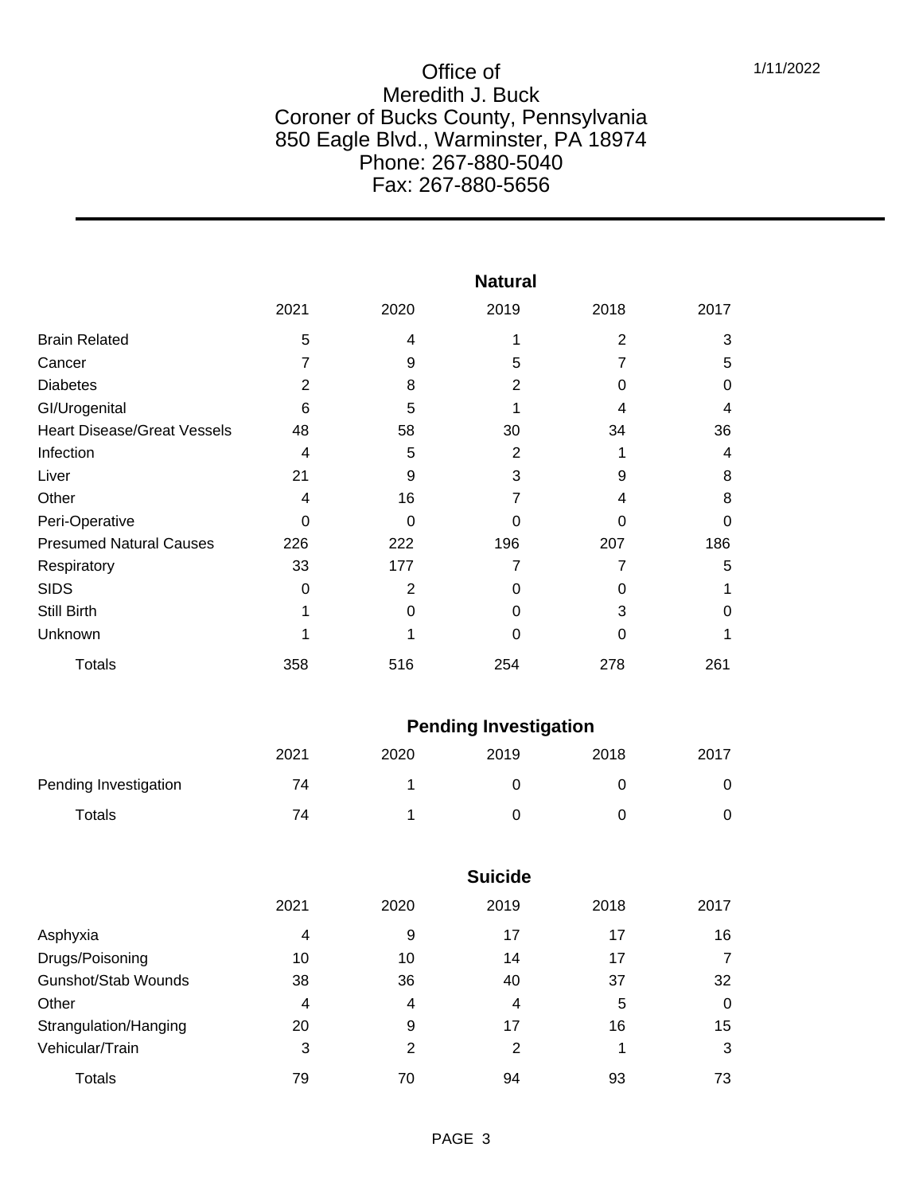Office of
Meredith J. Buck
Coroner of Bucks County, Pennsylvania
850 Eagle Blvd., Warminster, PA 18974
Phone: 267-880-5040
Fax: 267-880-5656

1/11/2022

## Natural

| | 2021 | 2020 | 2019 | 2018 | 2017 |
|---|---|---|---|---|---|
| Brain Related | 5 | 4 | 1 | 2 | 3 |
| Cancer | 7 | 9 | 5 | 7 | 5 |
| Diabetes | 2 | 8 | 2 | 0 | 0 |
| GI/Urogenital | 6 | 5 | 1 | 4 | 4 |
| Heart Disease/Great Vessels | 48 | 58 | 30 | 34 | 36 |
| Infection | 4 | 5 | 2 | 1 | 4 |
| Liver | 21 | 9 | 3 | 9 | 8 |
| Other | 4 | 16 | 7 | 4 | 8 |
| Peri-Operative | 0 | 0 | 0 | 0 | 0 |
| Presumed Natural Causes | 226 | 222 | 196 | 207 | 186 |
| Respiratory | 33 | 177 | 7 | 7 | 5 |
| SIDS | 0 | 2 | 0 | 0 | 1 |
| Still Birth | 1 | 0 | 0 | 3 | 0 |
| Unknown | 1 | 1 | 0 | 0 | 1 |
| Totals | 358 | 516 | 254 | 278 | 261 |

## Pending Investigation

| | 2021 | 2020 | 2019 | 2018 | 2017 |
|---|---|---|---|---|---|
| Pending Investigation | 74 | 1 | 0 | 0 | 0 |
| Totals | 74 | 1 | 0 | 0 | 0 |

## Suicide

| | 2021 | 2020 | 2019 | 2018 | 2017 |
|---|---|---|---|---|---|
| Asphyxia | 4 | 9 | 17 | 17 | 16 |
| Drugs/Poisoning | 10 | 10 | 14 | 17 | 7 |
| Gunshot/Stab Wounds | 38 | 36 | 40 | 37 | 32 |
| Other | 4 | 4 | 4 | 5 | 0 |
| Strangulation/Hanging | 20 | 9 | 17 | 16 | 15 |
| Vehicular/Train | 3 | 2 | 2 | 1 | 3 |
| Totals | 79 | 70 | 94 | 93 | 73 |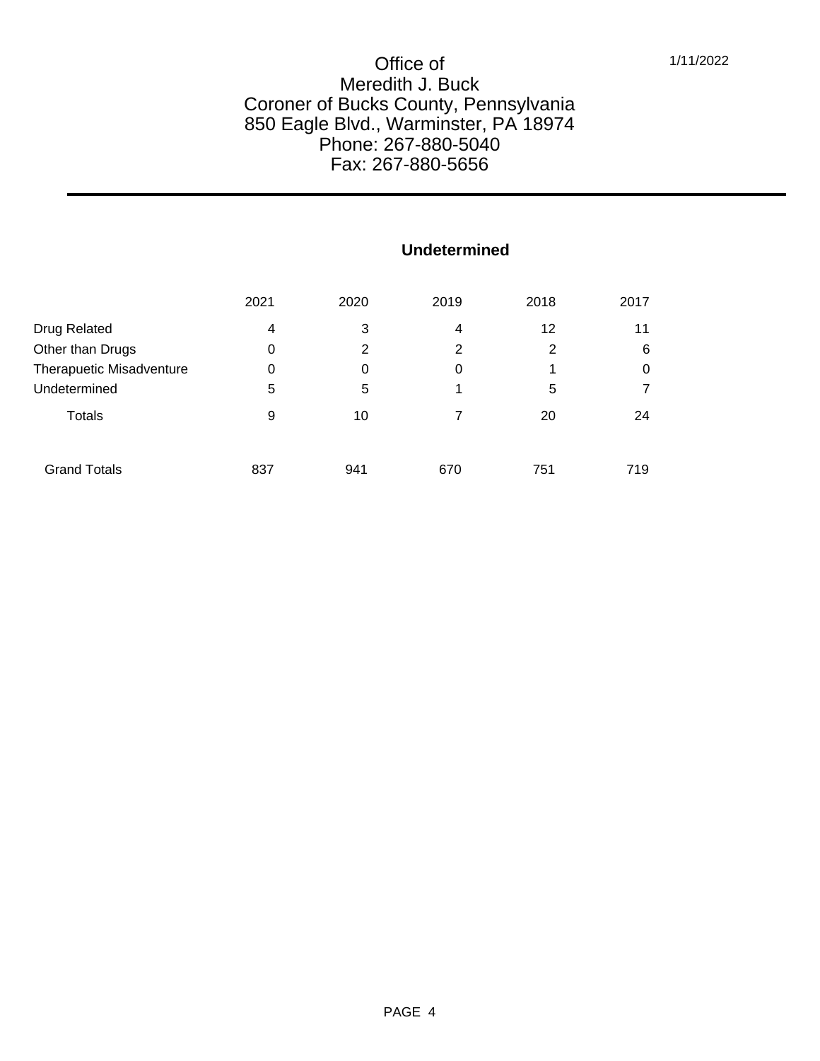Office of
Meredith J. Buck
Coroner of Bucks County, Pennsylvania
850 Eagle Blvd., Warminster, PA 18974
Phone: 267-880-5040
Fax: 267-880-5656

1/11/2022

## Undetermined

| | 2021 | 2020 | 2019 | 2018 | 2017 |
|---|---|---|---|---|---|
| Drug Related | 4 | 3 | 4 | 12 | 11 |
| Other than Drugs | 0 | 2 | 2 | 2 | 6 |
| Therapuetic Misadventure | 0 | 0 | 0 | 1 | 0 |
| Undetermined | 5 | 5 | 1 | 5 | 7 |
| Totals | 9 | 10 | 7 | 20 | 24 |
| Grand Totals | 837 | 941 | 670 | 751 | 719 |